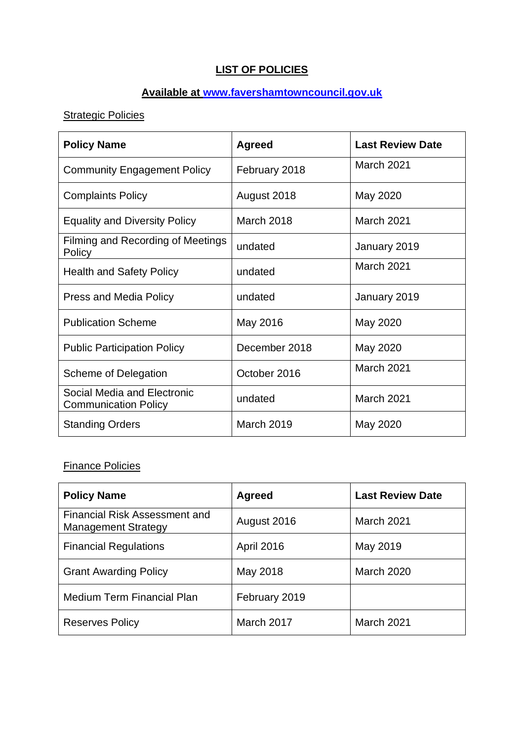# LIST OF POLICIES

## Available at www.favershamtowncouncil.gov.uk

Strategic Policies

| Policy Name | Agreed | Last Review Date |
|---|---|---|
| Community Engagement Policy | February 2018 | March 2021 |
| Complaints Policy | August 2018 | May 2020 |
| Equality and Diversity Policy | March 2018 | March 2021 |
| Filming and Recording of Meetings Policy | undated | January 2019 |
| Health and Safety Policy | undated | March 2021 |
| Press and Media Policy | undated | January 2019 |
| Publication Scheme | May 2016 | May 2020 |
| Public Participation Policy | December 2018 | May 2020 |
| Scheme of Delegation | October 2016 | March 2021 |
| Social Media and Electronic Communication Policy | undated | March 2021 |
| Standing Orders | March 2019 | May 2020 |

Finance Policies

| Policy Name | Agreed | Last Review Date |
|---|---|---|
| Financial Risk Assessment and Management Strategy | August 2016 | March 2021 |
| Financial Regulations | April 2016 | May 2019 |
| Grant Awarding Policy | May 2018 | March 2020 |
| Medium Term Financial Plan | February 2019 | |
| Reserves Policy | March 2017 | March 2021 |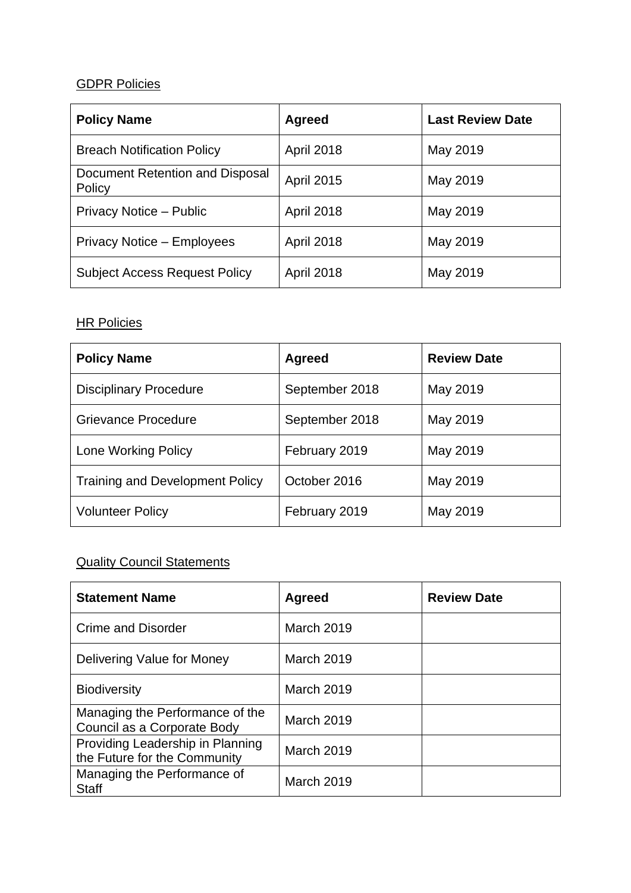GDPR Policies

| Policy Name | Agreed | Last Review Date |
| --- | --- | --- |
| Breach Notification Policy | April 2018 | May 2019 |
| Document Retention and Disposal Policy | April 2015 | May 2019 |
| Privacy Notice – Public | April 2018 | May 2019 |
| Privacy Notice – Employees | April 2018 | May 2019 |
| Subject Access Request Policy | April 2018 | May 2019 |

HR Policies

| Policy Name | Agreed | Review Date |
| --- | --- | --- |
| Disciplinary Procedure | September 2018 | May 2019 |
| Grievance Procedure | September 2018 | May 2019 |
| Lone Working Policy | February 2019 | May 2019 |
| Training and Development Policy | October 2016 | May 2019 |
| Volunteer Policy | February 2019 | May 2019 |

Quality Council Statements

| Statement Name | Agreed | Review Date |
| --- | --- | --- |
| Crime and Disorder | March 2019 | |
| Delivering Value for Money | March 2019 | |
| Biodiversity | March 2019 | |
| Managing the Performance of the Council as a Corporate Body | March 2019 | |
| Providing Leadership in Planning the Future for the Community | March 2019 | |
| Managing the Performance of Staff | March 2019 | |